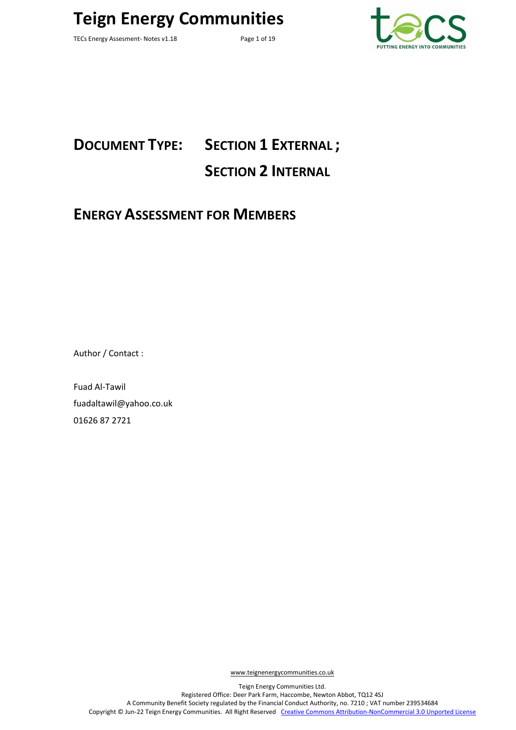# Teign Energy Communities

## DOCUMENT TYPE: SECTION 1 EXTERNAL ; SECTION 2 INTERNAL

## ENERGY ASSESSMENT FOR MEMBERS

Author / Contact :

Fuad Al-Tawil
fuadaltawil@yahoo.co.uk
01626 87 2721

www.teignenergycommunities.co.uk

Teign Energy Communities Ltd.
Registered Office: Deer Park Farm, Haccombe, Newton Abbot, TQ12 4SJ
A Community Benefit Society regulated by the Financial Conduct Authority, no. 7210 ; VAT number 239534684
Copyright © Jun-22 Teign Energy Communities. All Right Reserved Creative Commons Attribution-NonCommercial 3.0 Unported License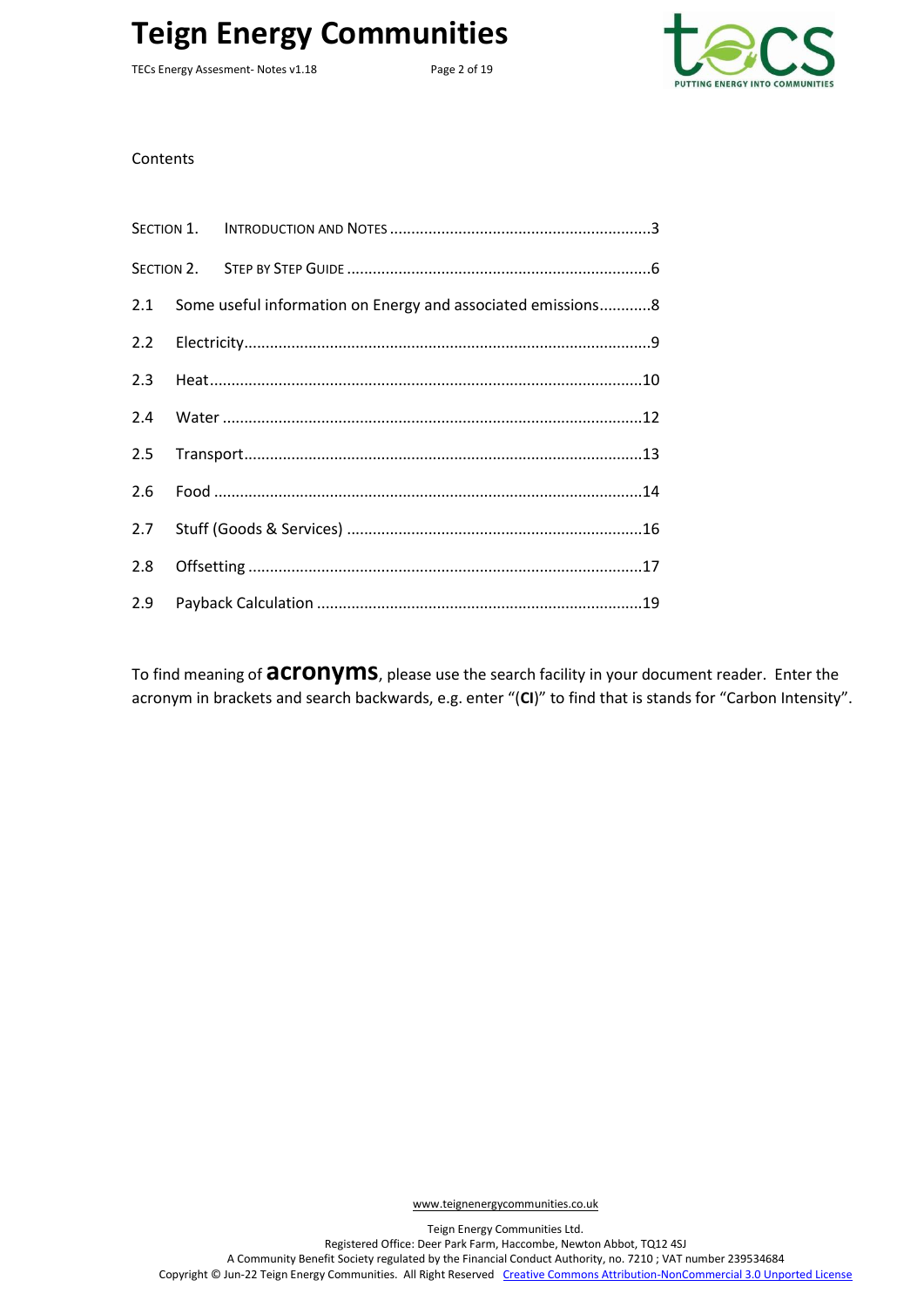Contents

| | | |
|---|---|---|
| SECTION 1. | INTRODUCTION AND NOTES | 3 |
| SECTION 2. | STEP BY STEP GUIDE | 6 |
| 2.1 | Some useful information on Energy and associated emissions | 8 |
| 2.2 | Electricity | 9 |
| 2.3 | Heat | 10 |
| 2.4 | Water | 12 |
| 2.5 | Transport | 13 |
| 2.6 | Food | 14 |
| 2.7 | Stuff (Goods & Services) | 16 |
| 2.8 | Offsetting | 17 |
| 2.9 | Payback Calculation | 19 |

To find meaning of **acronyms**, please use the search facility in your document reader. Enter the acronym in brackets and search backwards, e.g. enter "(**CI**)" to find that is stands for "Carbon Intensity".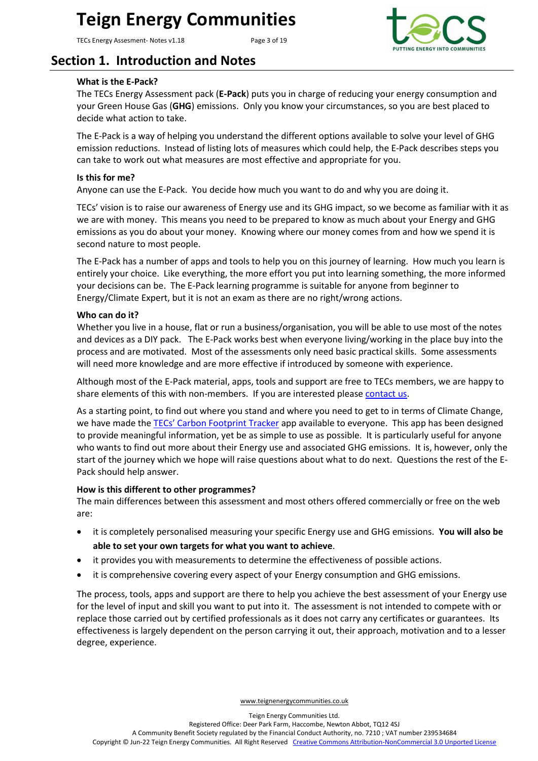## Section 1. Introduction and Notes

**What is the E-Pack?**

The TECs Energy Assessment pack (**E-Pack**) puts you in charge of reducing your energy consumption and your Green House Gas (**GHG**) emissions. Only you know your circumstances, so you are best placed to decide what action to take.

The E-Pack is a way of helping you understand the different options available to solve your level of GHG emission reductions. Instead of listing lots of measures which could help, the E-Pack describes steps you can take to work out what measures are most effective and appropriate for you.

**Is this for me?**

Anyone can use the E-Pack. You decide how much you want to do and why you are doing it.

TECs' vision is to raise our awareness of Energy use and its GHG impact, so we become as familiar with it as we are with money. This means you need to be prepared to know as much about your Energy and GHG emissions as you do about your money. Knowing where our money comes from and how we spend it is second nature to most people.

The E-Pack has a number of apps and tools to help you on this journey of learning. How much you learn is entirely your choice. Like everything, the more effort you put into learning something, the more informed your decisions can be. The E-Pack learning programme is suitable for anyone from beginner to Energy/Climate Expert, but it is not an exam as there are no right/wrong actions.

**Who can do it?**

Whether you live in a house, flat or run a business/organisation, you will be able to use most of the notes and devices as a DIY pack. The E-Pack works best when everyone living/working in the place buy into the process and are motivated. Most of the assessments only need basic practical skills. Some assessments will need more knowledge and are more effective if introduced by someone with experience.

Although most of the E-Pack material, apps, tools and support are free to TECs members, we are happy to share elements of this with non-members. If you are interested please contact us.

As a starting point, to find out where you stand and where you need to get to in terms of Climate Change, we have made the TECs' Carbon Footprint Tracker app available to everyone. This app has been designed to provide meaningful information, yet be as simple to use as possible. It is particularly useful for anyone who wants to find out more about their Energy use and associated GHG emissions. It is, however, only the start of the journey which we hope will raise questions about what to do next. Questions the rest of the E-Pack should help answer.

**How is this different to other programmes?**

The main differences between this assessment and most others offered commercially or free on the web are:

- it is completely personalised measuring your specific Energy use and GHG emissions. **You will also be able to set your own targets for what you want to achieve**.
- it provides you with measurements to determine the effectiveness of possible actions.
- it is comprehensive covering every aspect of your Energy consumption and GHG emissions.

The process, tools, apps and support are there to help you achieve the best assessment of your Energy use for the level of input and skill you want to put into it. The assessment is not intended to compete with or replace those carried out by certified professionals as it does not carry any certificates or guarantees. Its effectiveness is largely dependent on the person carrying it out, their approach, motivation and to a lesser degree, experience.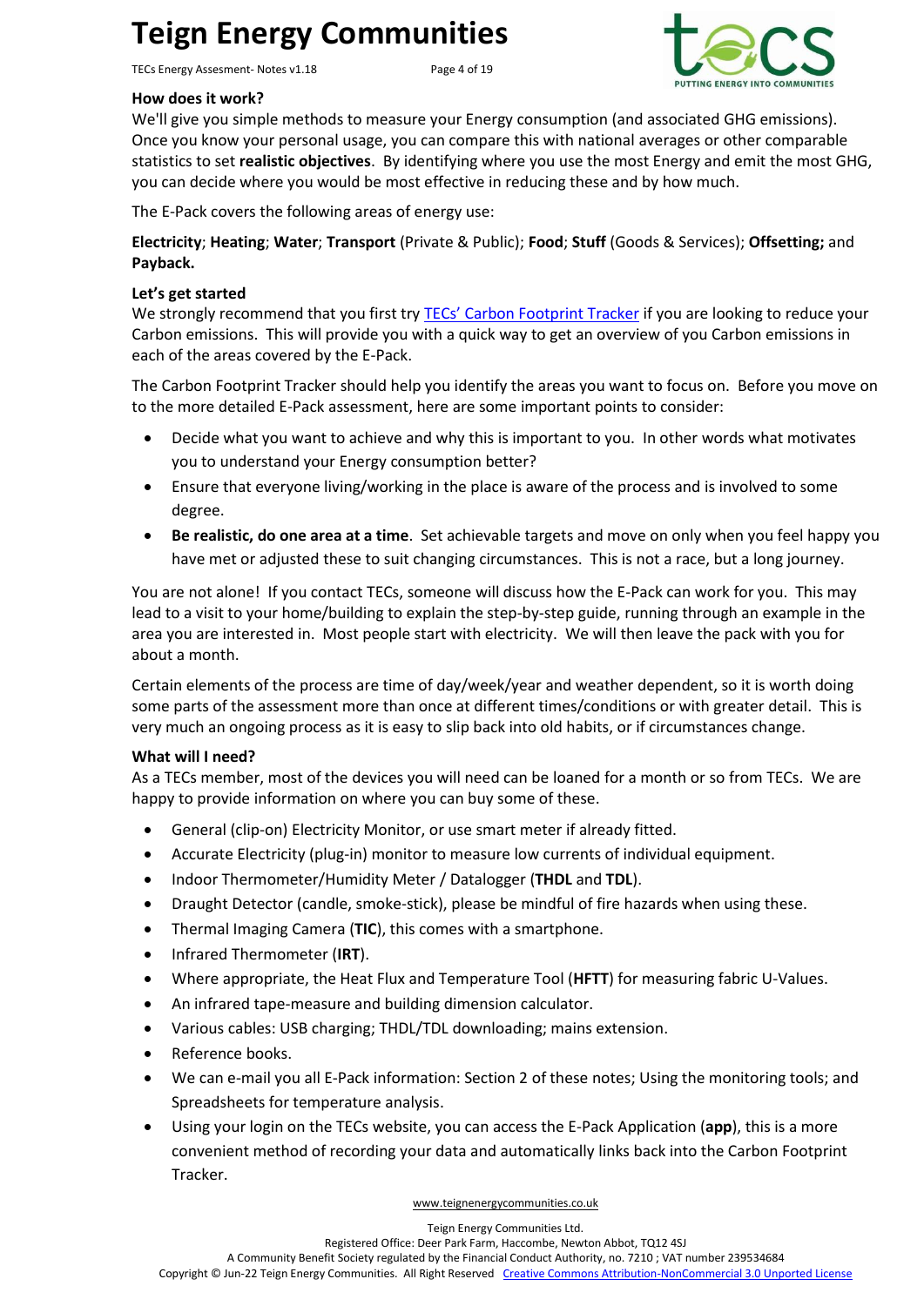### How does it work?

We'll give you simple methods to measure your Energy consumption (and associated GHG emissions). Once you know your personal usage, you can compare this with national averages or other comparable statistics to set **realistic objectives**. By identifying where you use the most Energy and emit the most GHG, you can decide where you would be most effective in reducing these and by how much.

The E-Pack covers the following areas of energy use:

**Electricity**; **Heating**; **Water**; **Transport** (Private & Public); **Food**; **Stuff** (Goods & Services); **Offsetting;** and **Payback.**

### Let's get started

We strongly recommend that you first try TECs' Carbon Footprint Tracker if you are looking to reduce your Carbon emissions. This will provide you with a quick way to get an overview of you Carbon emissions in each of the areas covered by the E-Pack.

The Carbon Footprint Tracker should help you identify the areas you want to focus on. Before you move on to the more detailed E-Pack assessment, here are some important points to consider:

- Decide what you want to achieve and why this is important to you. In other words what motivates you to understand your Energy consumption better?
- Ensure that everyone living/working in the place is aware of the process and is involved to some degree.
- **Be realistic, do one area at a time**. Set achievable targets and move on only when you feel happy you have met or adjusted these to suit changing circumstances. This is not a race, but a long journey.

You are not alone! If you contact TECs, someone will discuss how the E-Pack can work for you. This may lead to a visit to your home/building to explain the step-by-step guide, running through an example in the area you are interested in. Most people start with electricity. We will then leave the pack with you for about a month.

Certain elements of the process are time of day/week/year and weather dependent, so it is worth doing some parts of the assessment more than once at different times/conditions or with greater detail. This is very much an ongoing process as it is easy to slip back into old habits, or if circumstances change.

### What will I need?

As a TECs member, most of the devices you will need can be loaned for a month or so from TECs. We are happy to provide information on where you can buy some of these.

- General (clip-on) Electricity Monitor, or use smart meter if already fitted.
- Accurate Electricity (plug-in) monitor to measure low currents of individual equipment.
- Indoor Thermometer/Humidity Meter / Datalogger (**THDL** and **TDL**).
- Draught Detector (candle, smoke-stick), please be mindful of fire hazards when using these.
- Thermal Imaging Camera (**TIC**), this comes with a smartphone.
- Infrared Thermometer (**IRT**).
- Where appropriate, the Heat Flux and Temperature Tool (**HFTT**) for measuring fabric U-Values.
- An infrared tape-measure and building dimension calculator.
- Various cables: USB charging; THDL/TDL downloading; mains extension.
- Reference books.
- We can e-mail you all E-Pack information: Section 2 of these notes; Using the monitoring tools; and Spreadsheets for temperature analysis.
- Using your login on the TECs website, you can access the E-Pack Application (**app**), this is a more convenient method of recording your data and automatically links back into the Carbon Footprint Tracker.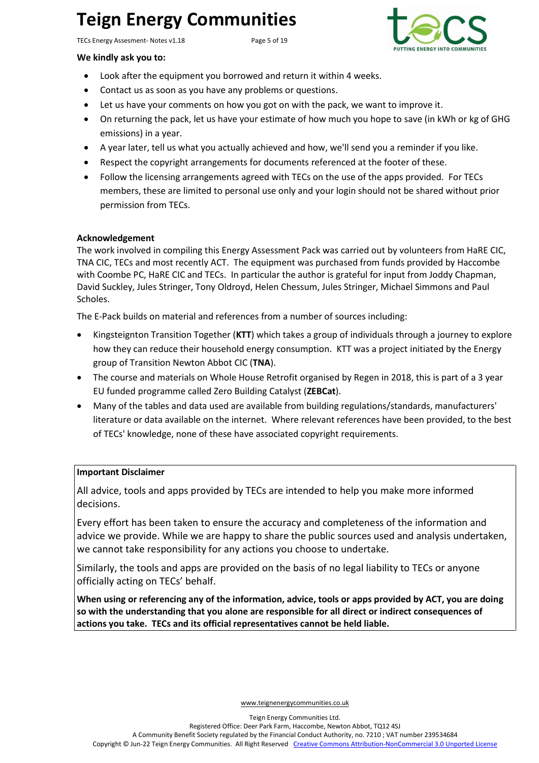**We kindly ask you to:**

- Look after the equipment you borrowed and return it within 4 weeks.
- Contact us as soon as you have any problems or questions.
- Let us have your comments on how you got on with the pack, we want to improve it.
- On returning the pack, let us have your estimate of how much you hope to save (in kWh or kg of GHG emissions) in a year.
- A year later, tell us what you actually achieved and how, we'll send you a reminder if you like.
- Respect the copyright arrangements for documents referenced at the footer of these.
- Follow the licensing arrangements agreed with TECs on the use of the apps provided. For TECs members, these are limited to personal use only and your login should not be shared without prior permission from TECs.

**Acknowledgement**

The work involved in compiling this Energy Assessment Pack was carried out by volunteers from HaRE CIC, TNA CIC, TECs and most recently ACT. The equipment was purchased from funds provided by Haccombe with Coombe PC, HaRE CIC and TECs. In particular the author is grateful for input from Joddy Chapman, David Suckley, Jules Stringer, Tony Oldroyd, Helen Chessum, Jules Stringer, Michael Simmons and Paul Scholes.

The E-Pack builds on material and references from a number of sources including:

- Kingsteignton Transition Together (**KTT**) which takes a group of individuals through a journey to explore how they can reduce their household energy consumption. KTT was a project initiated by the Energy group of Transition Newton Abbot CIC (**TNA**).
- The course and materials on Whole House Retrofit organised by Regen in 2018, this is part of a 3 year EU funded programme called Zero Building Catalyst (**ZEBCat**).
- Many of the tables and data used are available from building regulations/standards, manufacturers' literature or data available on the internet. Where relevant references have been provided, to the best of TECs' knowledge, none of these have associated copyright requirements.

**Important Disclaimer**

All advice, tools and apps provided by TECs are intended to help you make more informed decisions.

Every effort has been taken to ensure the accuracy and completeness of the information and advice we provide. While we are happy to share the public sources used and analysis undertaken, we cannot take responsibility for any actions you choose to undertake.

Similarly, the tools and apps are provided on the basis of no legal liability to TECs or anyone officially acting on TECs' behalf.

**When using or referencing any of the information, advice, tools or apps provided by ACT, you are doing so with the understanding that you alone are responsible for all direct or indirect consequences of actions you take. TECs and its official representatives cannot be held liable.**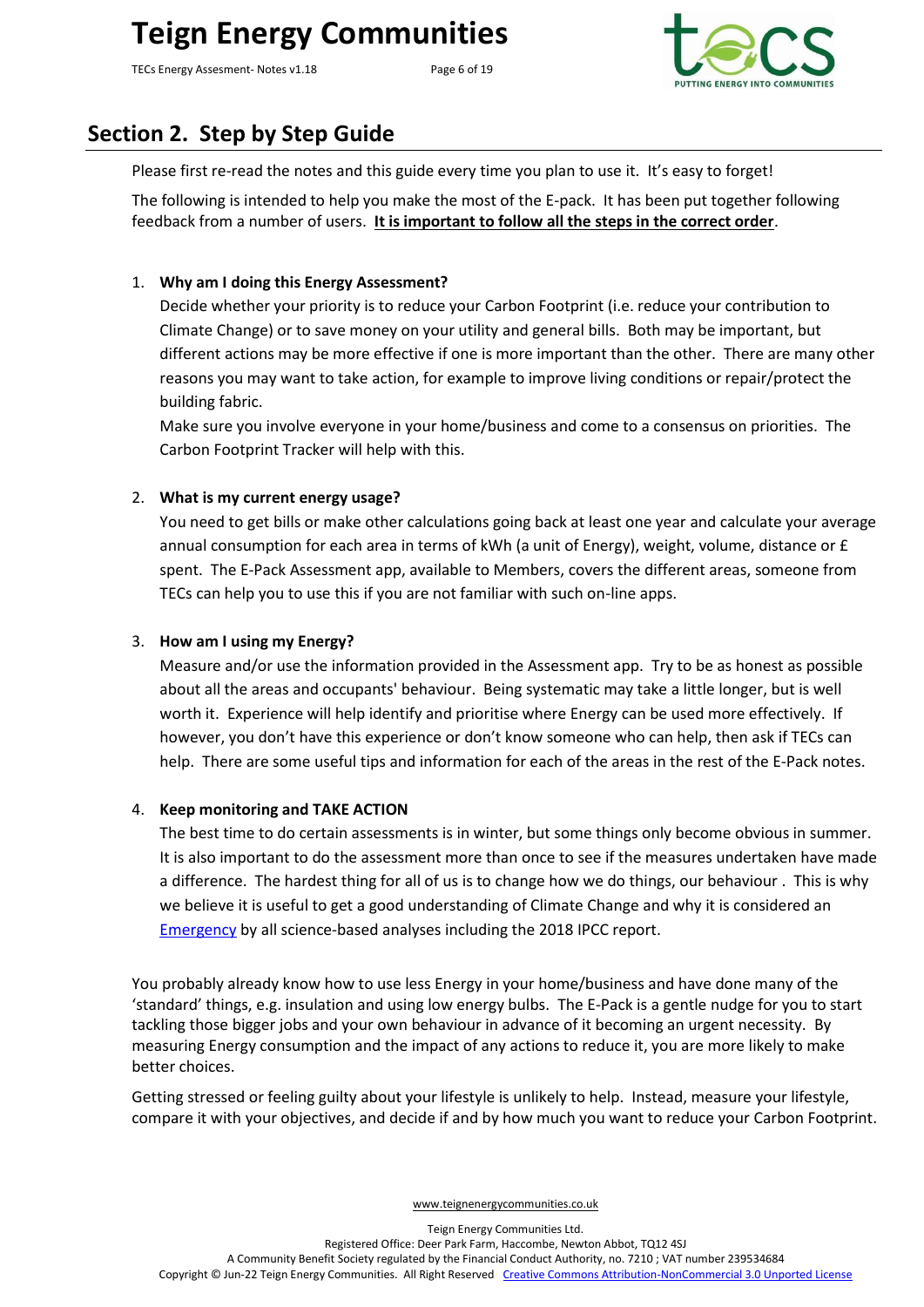## Section 2. Step by Step Guide

Please first re-read the notes and this guide every time you plan to use it. It's easy to forget!

The following is intended to help you make the most of the E-pack. It has been put together following feedback from a number of users. **It is important to follow all the steps in the correct order**.

1. **Why am I doing this Energy Assessment?**
   Decide whether your priority is to reduce your Carbon Footprint (i.e. reduce your contribution to Climate Change) or to save money on your utility and general bills. Both may be important, but different actions may be more effective if one is more important than the other. There are many other reasons you may want to take action, for example to improve living conditions or repair/protect the building fabric.
   Make sure you involve everyone in your home/business and come to a consensus on priorities. The Carbon Footprint Tracker will help with this.

2. **What is my current energy usage?**
   You need to get bills or make other calculations going back at least one year and calculate your average annual consumption for each area in terms of kWh (a unit of Energy), weight, volume, distance or £ spent. The E-Pack Assessment app, available to Members, covers the different areas, someone from TECs can help you to use this if you are not familiar with such on-line apps.

3. **How am I using my Energy?**
   Measure and/or use the information provided in the Assessment app. Try to be as honest as possible about all the areas and occupants' behaviour. Being systematic may take a little longer, but is well worth it. Experience will help identify and prioritise where Energy can be used more effectively. If however, you don't have this experience or don't know someone who can help, then ask if TECs can help. There are some useful tips and information for each of the areas in the rest of the E-Pack notes.

4. **Keep monitoring and TAKE ACTION**
   The best time to do certain assessments is in winter, but some things only become obvious in summer. It is also important to do the assessment more than once to see if the measures undertaken have made a difference. The hardest thing for all of us is to change how we do things, our behaviour . This is why we believe it is useful to get a good understanding of Climate Change and why it is considered an Emergency by all science-based analyses including the 2018 IPCC report.

You probably already know how to use less Energy in your home/business and have done many of the 'standard' things, e.g. insulation and using low energy bulbs. The E-Pack is a gentle nudge for you to start tackling those bigger jobs and your own behaviour in advance of it becoming an urgent necessity. By measuring Energy consumption and the impact of any actions to reduce it, you are more likely to make better choices.

Getting stressed or feeling guilty about your lifestyle is unlikely to help. Instead, measure your lifestyle, compare it with your objectives, and decide if and by how much you want to reduce your Carbon Footprint.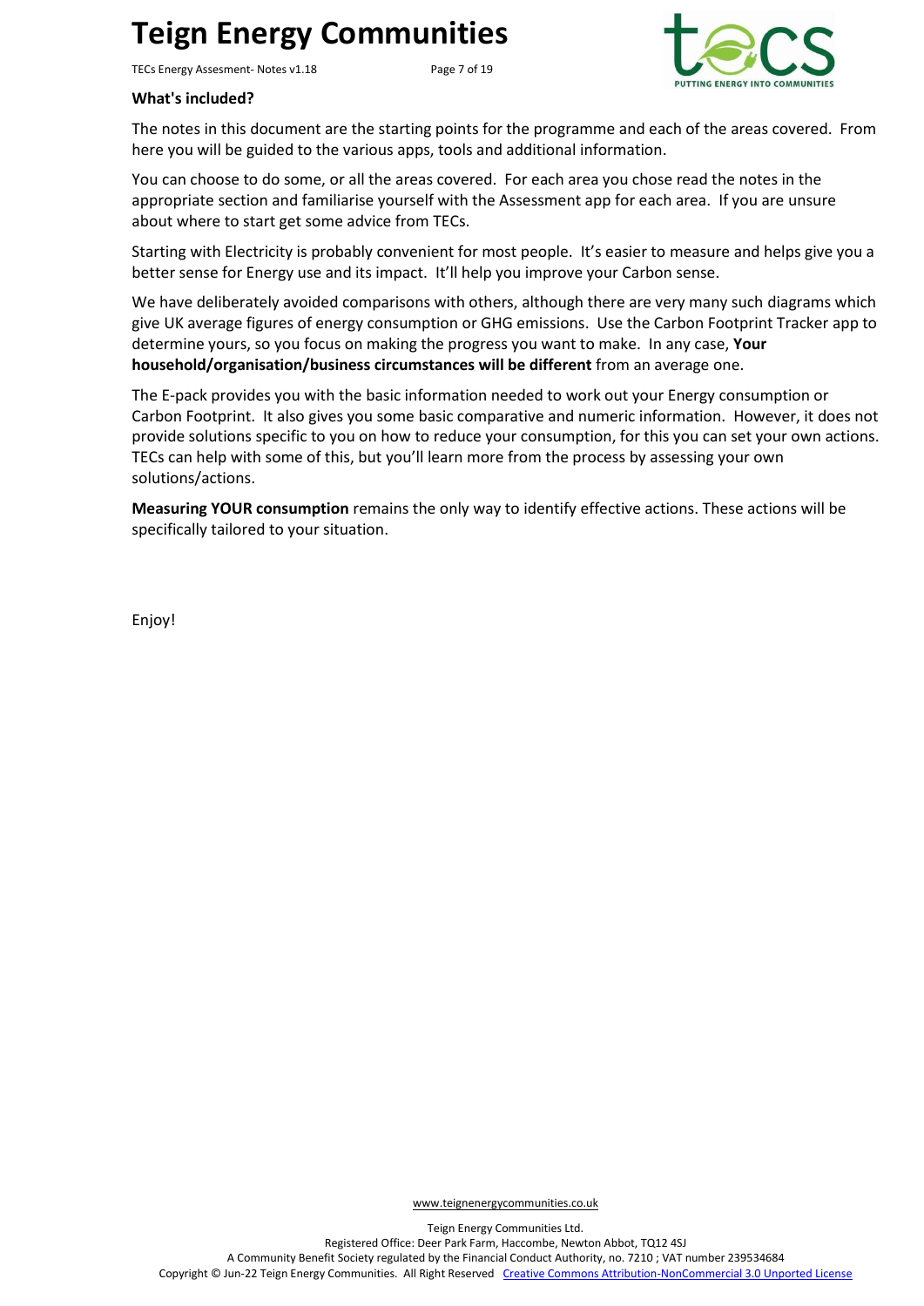**What's included?**

The notes in this document are the starting points for the programme and each of the areas covered. From here you will be guided to the various apps, tools and additional information.

You can choose to do some, or all the areas covered. For each area you chose read the notes in the appropriate section and familiarise yourself with the Assessment app for each area. If you are unsure about where to start get some advice from TECs.

Starting with Electricity is probably convenient for most people. It's easier to measure and helps give you a better sense for Energy use and its impact. It'll help you improve your Carbon sense.

We have deliberately avoided comparisons with others, although there are very many such diagrams which give UK average figures of energy consumption or GHG emissions. Use the Carbon Footprint Tracker app to determine yours, so you focus on making the progress you want to make. In any case, **Your household/organisation/business circumstances will be different** from an average one.

The E-pack provides you with the basic information needed to work out your Energy consumption or Carbon Footprint. It also gives you some basic comparative and numeric information. However, it does not provide solutions specific to you on how to reduce your consumption, for this you can set your own actions. TECs can help with some of this, but you'll learn more from the process by assessing your own solutions/actions.

**Measuring YOUR consumption** remains the only way to identify effective actions. These actions will be specifically tailored to your situation.

Enjoy!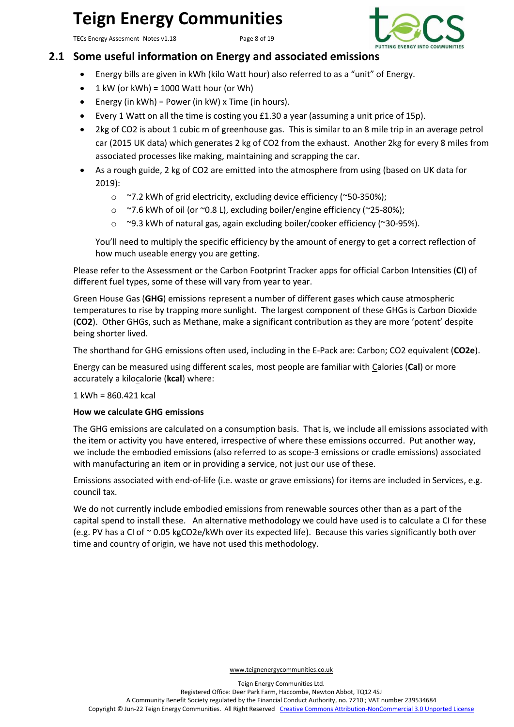## 2.1 Some useful information on Energy and associated emissions

- Energy bills are given in kWh (kilo Watt hour) also referred to as a "unit" of Energy.
- 1 kW (or kWh) = 1000 Watt hour (or Wh)
- Energy (in kWh) = Power (in kW) x Time (in hours).
- Every 1 Watt on all the time is costing you £1.30 a year (assuming a unit price of 15p).
- 2kg of $CO_2$ is about 1 cubic m of greenhouse gas. This is similar to an 8 mile trip in an average petrol car (2015 UK data) which generates 2 kg of $CO_2$ from the exhaust. Another 2kg for every 8 miles from associated processes like making, maintaining and scrapping the car.
- As a rough guide, 2 kg of $CO_2$ are emitted into the atmosphere from using (based on UK data for 2019):
    - ~7.2 kWh of grid electricity, excluding device efficiency (~50-350%);
    - ~7.6 kWh of oil (or ~0.8 L), excluding boiler/engine efficiency (~25-80%);
    - ~9.3 kWh of natural gas, again excluding boiler/cooker efficiency (~30-95%).

  You'll need to multiply the specific efficiency by the amount of energy to get a correct reflection of how much useable energy you are getting.

Please refer to the Assessment or the Carbon Footprint Tracker apps for official Carbon Intensities (**CI**) of different fuel types, some of these will vary from year to year.

Green House Gas (**GHG**) emissions represent a number of different gases which cause atmospheric temperatures to rise by trapping more sunlight. The largest component of these GHGs is Carbon Dioxide (**$CO_2$**). Other GHGs, such as Methane, make a significant contribution as they are more 'potent' despite being shorter lived.

The shorthand for GHG emissions often used, including in the E-Pack are: Carbon; $CO_2$ equivalent (**$CO_2e$**).

Energy can be measured using different scales, most people are familiar with Calories (**Cal**) or more accurately a kilocalorie (**kcal**) where:

1 kWh = 860.421 kcal

**How we calculate GHG emissions**

The GHG emissions are calculated on a consumption basis. That is, we include all emissions associated with the item or activity you have entered, irrespective of where these emissions occurred. Put another way, we include the embodied emissions (also referred to as scope-3 emissions or cradle emissions) associated with manufacturing an item or in providing a service, not just our use of these.

Emissions associated with end-of-life (i.e. waste or grave emissions) for items are included in Services, e.g. council tax.

We do not currently include embodied emissions from renewable sources other than as a part of the capital spend to install these. An alternative methodology we could have used is to calculate a CI for these (e.g. PV has a CI of ~ 0.05 kg$CO_2e$/kWh over its expected life). Because this varies significantly both over time and country of origin, we have not used this methodology.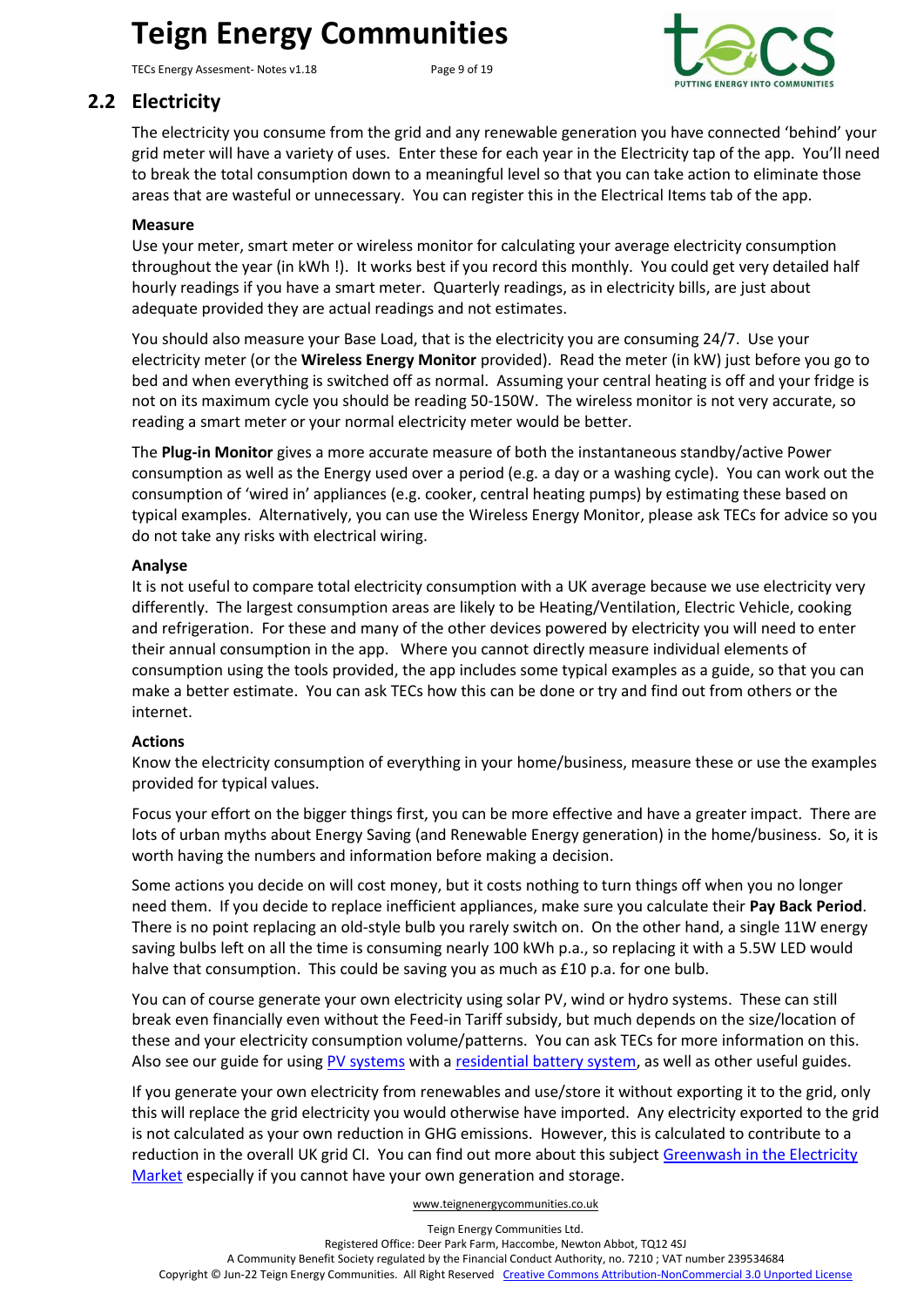## 2.2 Electricity

The electricity you consume from the grid and any renewable generation you have connected 'behind' your grid meter will have a variety of uses. Enter these for each year in the Electricity tap of the app. You'll need to break the total consumption down to a meaningful level so that you can take action to eliminate those areas that are wasteful or unnecessary. You can register this in the Electrical Items tab of the app.

**Measure**

Use your meter, smart meter or wireless monitor for calculating your average electricity consumption throughout the year (in kWh !). It works best if you record this monthly. You could get very detailed half hourly readings if you have a smart meter. Quarterly readings, as in electricity bills, are just about adequate provided they are actual readings and not estimates.

You should also measure your Base Load, that is the electricity you are consuming 24/7. Use your electricity meter (or the **Wireless Energy Monitor** provided). Read the meter (in kW) just before you go to bed and when everything is switched off as normal. Assuming your central heating is off and your fridge is not on its maximum cycle you should be reading 50-150W. The wireless monitor is not very accurate, so reading a smart meter or your normal electricity meter would be better.

The **Plug-in Monitor** gives a more accurate measure of both the instantaneous standby/active Power consumption as well as the Energy used over a period (e.g. a day or a washing cycle). You can work out the consumption of 'wired in' appliances (e.g. cooker, central heating pumps) by estimating these based on typical examples. Alternatively, you can use the Wireless Energy Monitor, please ask TECs for advice so you do not take any risks with electrical wiring.

**Analyse**

It is not useful to compare total electricity consumption with a UK average because we use electricity very differently. The largest consumption areas are likely to be Heating/Ventilation, Electric Vehicle, cooking and refrigeration. For these and many of the other devices powered by electricity you will need to enter their annual consumption in the app. Where you cannot directly measure individual elements of consumption using the tools provided, the app includes some typical examples as a guide, so that you can make a better estimate. You can ask TECs how this can be done or try and find out from others or the internet.

**Actions**

Know the electricity consumption of everything in your home/business, measure these or use the examples provided for typical values.

Focus your effort on the bigger things first, you can be more effective and have a greater impact. There are lots of urban myths about Energy Saving (and Renewable Energy generation) in the home/business. So, it is worth having the numbers and information before making a decision.

Some actions you decide on will cost money, but it costs nothing to turn things off when you no longer need them. If you decide to replace inefficient appliances, make sure you calculate their **Pay Back Period**. There is no point replacing an old-style bulb you rarely switch on. On the other hand, a single 11W energy saving bulbs left on all the time is consuming nearly 100 kWh p.a., so replacing it with a 5.5W LED would halve that consumption. This could be saving you as much as £10 p.a. for one bulb.

You can of course generate your own electricity using solar PV, wind or hydro systems. These can still break even financially even without the Feed-in Tariff subsidy, but much depends on the size/location of these and your electricity consumption volume/patterns. You can ask TECs for more information on this. Also see our guide for using PV systems with a residential battery system, as well as other useful guides.

If you generate your own electricity from renewables and use/store it without exporting it to the grid, only this will replace the grid electricity you would otherwise have imported. Any electricity exported to the grid is not calculated as your own reduction in GHG emissions. However, this is calculated to contribute to a reduction in the overall UK grid CI. You can find out more about this subject Greenwash in the Electricity Market especially if you cannot have your own generation and storage.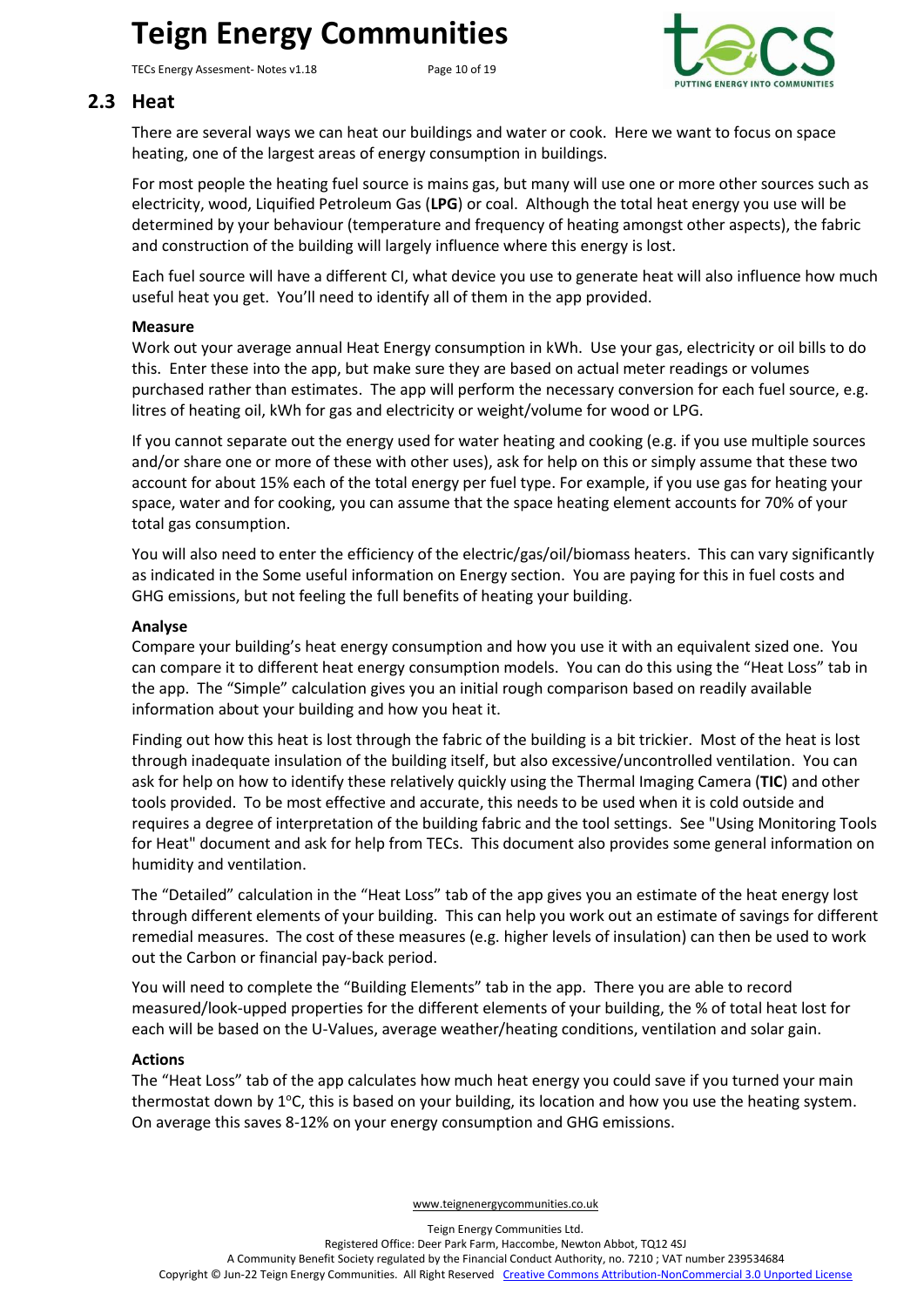## 2.3 Heat

There are several ways we can heat our buildings and water or cook. Here we want to focus on space heating, one of the largest areas of energy consumption in buildings.

For most people the heating fuel source is mains gas, but many will use one or more other sources such as electricity, wood, Liquified Petroleum Gas (**LPG**) or coal. Although the total heat energy you use will be determined by your behaviour (temperature and frequency of heating amongst other aspects), the fabric and construction of the building will largely influence where this energy is lost.

Each fuel source will have a different CI, what device you use to generate heat will also influence how much useful heat you get. You'll need to identify all of them in the app provided.

**Measure**

Work out your average annual Heat Energy consumption in kWh. Use your gas, electricity or oil bills to do this. Enter these into the app, but make sure they are based on actual meter readings or volumes purchased rather than estimates. The app will perform the necessary conversion for each fuel source, e.g. litres of heating oil, kWh for gas and electricity or weight/volume for wood or LPG.

If you cannot separate out the energy used for water heating and cooking (e.g. if you use multiple sources and/or share one or more of these with other uses), ask for help on this or simply assume that these two account for about 15% each of the total energy per fuel type. For example, if you use gas for heating your space, water and for cooking, you can assume that the space heating element accounts for 70% of your total gas consumption.

You will also need to enter the efficiency of the electric/gas/oil/biomass heaters. This can vary significantly as indicated in the Some useful information on Energy section. You are paying for this in fuel costs and GHG emissions, but not feeling the full benefits of heating your building.

**Analyse**

Compare your building's heat energy consumption and how you use it with an equivalent sized one. You can compare it to different heat energy consumption models. You can do this using the "Heat Loss" tab in the app. The "Simple" calculation gives you an initial rough comparison based on readily available information about your building and how you heat it.

Finding out how this heat is lost through the fabric of the building is a bit trickier. Most of the heat is lost through inadequate insulation of the building itself, but also excessive/uncontrolled ventilation. You can ask for help on how to identify these relatively quickly using the Thermal Imaging Camera (**TIC**) and other tools provided. To be most effective and accurate, this needs to be used when it is cold outside and requires a degree of interpretation of the building fabric and the tool settings. See "Using Monitoring Tools for Heat" document and ask for help from TECs. This document also provides some general information on humidity and ventilation.

The "Detailed" calculation in the "Heat Loss" tab of the app gives you an estimate of the heat energy lost through different elements of your building. This can help you work out an estimate of savings for different remedial measures. The cost of these measures (e.g. higher levels of insulation) can then be used to work out the Carbon or financial pay-back period.

You will need to complete the "Building Elements" tab in the app. There you are able to record measured/look-upped properties for the different elements of your building, the % of total heat lost for each will be based on the U-Values, average weather/heating conditions, ventilation and solar gain.

**Actions**

The "Heat Loss" tab of the app calculates how much heat energy you could save if you turned your main thermostat down by 1°C, this is based on your building, its location and how you use the heating system. On average this saves 8-12% on your energy consumption and GHG emissions.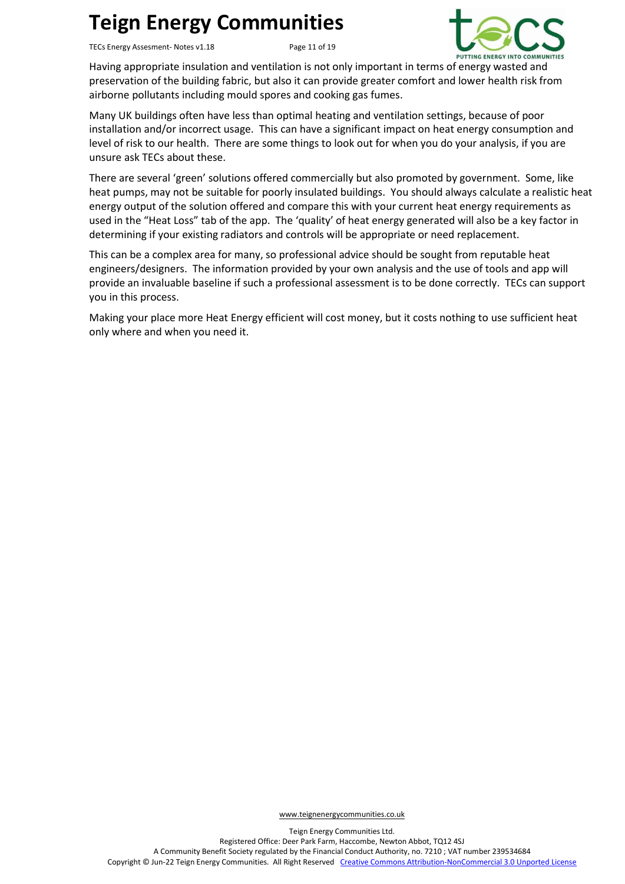Having appropriate insulation and ventilation is not only important in terms of energy wasted and preservation of the building fabric, but also it can provide greater comfort and lower health risk from airborne pollutants including mould spores and cooking gas fumes.

Many UK buildings often have less than optimal heating and ventilation settings, because of poor installation and/or incorrect usage. This can have a significant impact on heat energy consumption and level of risk to our health. There are some things to look out for when you do your analysis, if you are unsure ask TECs about these.

There are several 'green' solutions offered commercially but also promoted by government. Some, like heat pumps, may not be suitable for poorly insulated buildings. You should always calculate a realistic heat energy output of the solution offered and compare this with your current heat energy requirements as used in the "Heat Loss" tab of the app. The 'quality' of heat energy generated will also be a key factor in determining if your existing radiators and controls will be appropriate or need replacement.

This can be a complex area for many, so professional advice should be sought from reputable heat engineers/designers. The information provided by your own analysis and the use of tools and app will provide an invaluable baseline if such a professional assessment is to be done correctly. TECs can support you in this process.

Making your place more Heat Energy efficient will cost money, but it costs nothing to use sufficient heat only where and when you need it.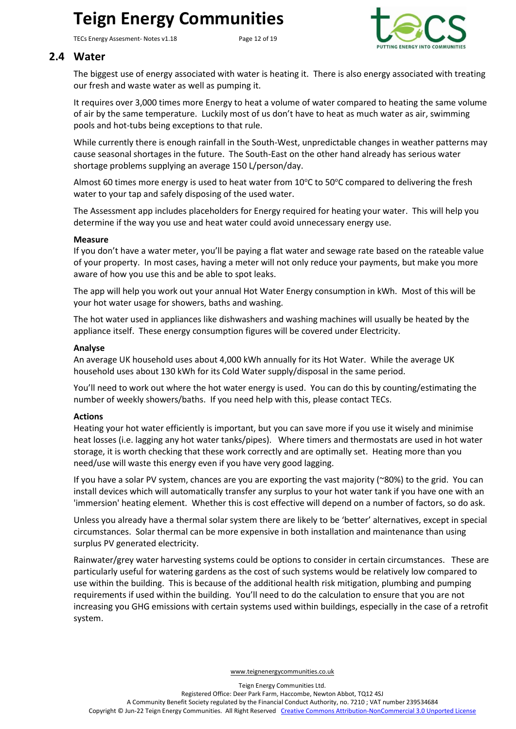## 2.4 Water

The biggest use of energy associated with water is heating it. There is also energy associated with treating our fresh and waste water as well as pumping it.

It requires over 3,000 times more Energy to heat a volume of water compared to heating the same volume of air by the same temperature. Luckily most of us don't have to heat as much water as air, swimming pools and hot-tubs being exceptions to that rule.

While currently there is enough rainfall in the South-West, unpredictable changes in weather patterns may cause seasonal shortages in the future. The South-East on the other hand already has serious water shortage problems supplying an average 150 L/person/day.

Almost 60 times more energy is used to heat water from 10°C to 50°C compared to delivering the fresh water to your tap and safely disposing of the used water.

The Assessment app includes placeholders for Energy required for heating your water. This will help you determine if the way you use and heat water could avoid unnecessary energy use.

**Measure**

If you don't have a water meter, you'll be paying a flat water and sewage rate based on the rateable value of your property. In most cases, having a meter will not only reduce your payments, but make you more aware of how you use this and be able to spot leaks.

The app will help you work out your annual Hot Water Energy consumption in kWh. Most of this will be your hot water usage for showers, baths and washing.

The hot water used in appliances like dishwashers and washing machines will usually be heated by the appliance itself. These energy consumption figures will be covered under Electricity.

**Analyse**

An average UK household uses about 4,000 kWh annually for its Hot Water. While the average UK household uses about 130 kWh for its Cold Water supply/disposal in the same period.

You'll need to work out where the hot water energy is used. You can do this by counting/estimating the number of weekly showers/baths. If you need help with this, please contact TECs.

**Actions**

Heating your hot water efficiently is important, but you can save more if you use it wisely and minimise heat losses (i.e. lagging any hot water tanks/pipes). Where timers and thermostats are used in hot water storage, it is worth checking that these work correctly and are optimally set. Heating more than you need/use will waste this energy even if you have very good lagging.

If you have a solar PV system, chances are you are exporting the vast majority (~80%) to the grid. You can install devices which will automatically transfer any surplus to your hot water tank if you have one with an 'immersion' heating element. Whether this is cost effective will depend on a number of factors, so do ask.

Unless you already have a thermal solar system there are likely to be 'better' alternatives, except in special circumstances. Solar thermal can be more expensive in both installation and maintenance than using surplus PV generated electricity.

Rainwater/grey water harvesting systems could be options to consider in certain circumstances. These are particularly useful for watering gardens as the cost of such systems would be relatively low compared to use within the building. This is because of the additional health risk mitigation, plumbing and pumping requirements if used within the building. You'll need to do the calculation to ensure that you are not increasing you GHG emissions with certain systems used within buildings, especially in the case of a retrofit system.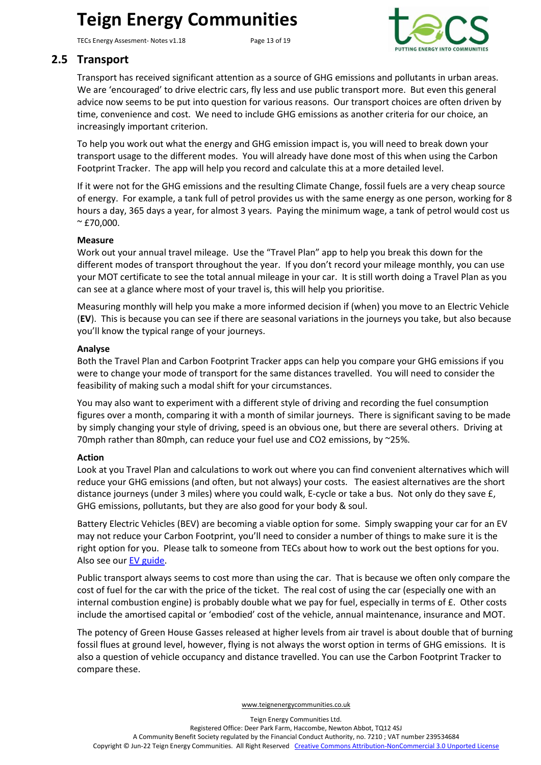## 2.5 Transport

Transport has received significant attention as a source of GHG emissions and pollutants in urban areas. We are 'encouraged' to drive electric cars, fly less and use public transport more. But even this general advice now seems to be put into question for various reasons. Our transport choices are often driven by time, convenience and cost. We need to include GHG emissions as another criteria for our choice, an increasingly important criterion.

To help you work out what the energy and GHG emission impact is, you will need to break down your transport usage to the different modes. You will already have done most of this when using the Carbon Footprint Tracker. The app will help you record and calculate this at a more detailed level.

If it were not for the GHG emissions and the resulting Climate Change, fossil fuels are a very cheap source of energy. For example, a tank full of petrol provides us with the same energy as one person, working for 8 hours a day, 365 days a year, for almost 3 years. Paying the minimum wage, a tank of petrol would cost us ~ £70,000.

**Measure**

Work out your annual travel mileage. Use the "Travel Plan" app to help you break this down for the different modes of transport throughout the year. If you don't record your mileage monthly, you can use your MOT certificate to see the total annual mileage in your car. It is still worth doing a Travel Plan as you can see at a glance where most of your travel is, this will help you prioritise.

Measuring monthly will help you make a more informed decision if (when) you move to an Electric Vehicle (**EV**). This is because you can see if there are seasonal variations in the journeys you take, but also because you'll know the typical range of your journeys.

**Analyse**

Both the Travel Plan and Carbon Footprint Tracker apps can help you compare your GHG emissions if you were to change your mode of transport for the same distances travelled. You will need to consider the feasibility of making such a modal shift for your circumstances.

You may also want to experiment with a different style of driving and recording the fuel consumption figures over a month, comparing it with a month of similar journeys. There is significant saving to be made by simply changing your style of driving, speed is an obvious one, but there are several others. Driving at 70mph rather than 80mph, can reduce your fuel use and CO2 emissions, by ~25%.

**Action**

Look at you Travel Plan and calculations to work out where you can find convenient alternatives which will reduce your GHG emissions (and often, but not always) your costs. The easiest alternatives are the short distance journeys (under 3 miles) where you could walk, E-cycle or take a bus. Not only do they save £, GHG emissions, pollutants, but they are also good for your body & soul.

Battery Electric Vehicles (BEV) are becoming a viable option for some. Simply swapping your car for an EV may not reduce your Carbon Footprint, you'll need to consider a number of things to make sure it is the right option for you. Please talk to someone from TECs about how to work out the best options for you. Also see our EV guide.

Public transport always seems to cost more than using the car. That is because we often only compare the cost of fuel for the car with the price of the ticket. The real cost of using the car (especially one with an internal combustion engine) is probably double what we pay for fuel, especially in terms of £. Other costs include the amortised capital or 'embodied' cost of the vehicle, annual maintenance, insurance and MOT.

The potency of Green House Gasses released at higher levels from air travel is about double that of burning fossil flues at ground level, however, flying is not always the worst option in terms of GHG emissions. It is also a question of vehicle occupancy and distance travelled. You can use the Carbon Footprint Tracker to compare these.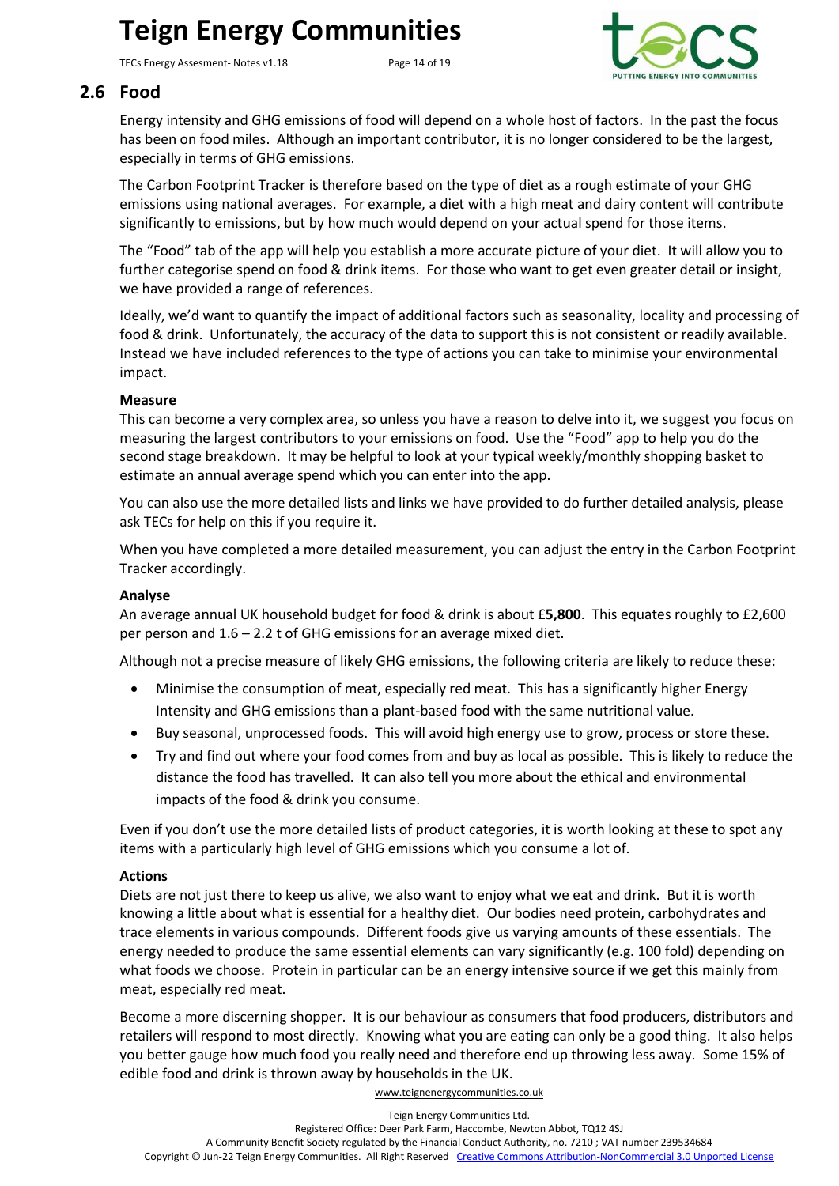## 2.6 Food

Energy intensity and GHG emissions of food will depend on a whole host of factors. In the past the focus has been on food miles. Although an important contributor, it is no longer considered to be the largest, especially in terms of GHG emissions.

The Carbon Footprint Tracker is therefore based on the type of diet as a rough estimate of your GHG emissions using national averages. For example, a diet with a high meat and dairy content will contribute significantly to emissions, but by how much would depend on your actual spend for those items.

The "Food" tab of the app will help you establish a more accurate picture of your diet. It will allow you to further categorise spend on food & drink items. For those who want to get even greater detail or insight, we have provided a range of references.

Ideally, we'd want to quantify the impact of additional factors such as seasonality, locality and processing of food & drink. Unfortunately, the accuracy of the data to support this is not consistent or readily available. Instead we have included references to the type of actions you can take to minimise your environmental impact.

**Measure**

This can become a very complex area, so unless you have a reason to delve into it, we suggest you focus on measuring the largest contributors to your emissions on food. Use the "Food" app to help you do the second stage breakdown. It may be helpful to look at your typical weekly/monthly shopping basket to estimate an annual average spend which you can enter into the app.

You can also use the more detailed lists and links we have provided to do further detailed analysis, please ask TECs for help on this if you require it.

When you have completed a more detailed measurement, you can adjust the entry in the Carbon Footprint Tracker accordingly.

**Analyse**

An average annual UK household budget for food & drink is about £**5,800**. This equates roughly to £2,600 per person and 1.6 – 2.2 t of GHG emissions for an average mixed diet.

Although not a precise measure of likely GHG emissions, the following criteria are likely to reduce these:

- Minimise the consumption of meat, especially red meat. This has a significantly higher Energy Intensity and GHG emissions than a plant-based food with the same nutritional value.
- Buy seasonal, unprocessed foods. This will avoid high energy use to grow, process or store these.
- Try and find out where your food comes from and buy as local as possible. This is likely to reduce the distance the food has travelled. It can also tell you more about the ethical and environmental impacts of the food & drink you consume.

Even if you don't use the more detailed lists of product categories, it is worth looking at these to spot any items with a particularly high level of GHG emissions which you consume a lot of.

**Actions**

Diets are not just there to keep us alive, we also want to enjoy what we eat and drink. But it is worth knowing a little about what is essential for a healthy diet. Our bodies need protein, carbohydrates and trace elements in various compounds. Different foods give us varying amounts of these essentials. The energy needed to produce the same essential elements can vary significantly (e.g. 100 fold) depending on what foods we choose. Protein in particular can be an energy intensive source if we get this mainly from meat, especially red meat.

Become a more discerning shopper. It is our behaviour as consumers that food producers, distributors and retailers will respond to most directly. Knowing what you are eating can only be a good thing. It also helps you better gauge how much food you really need and therefore end up throwing less away. Some 15% of edible food and drink is thrown away by households in the UK.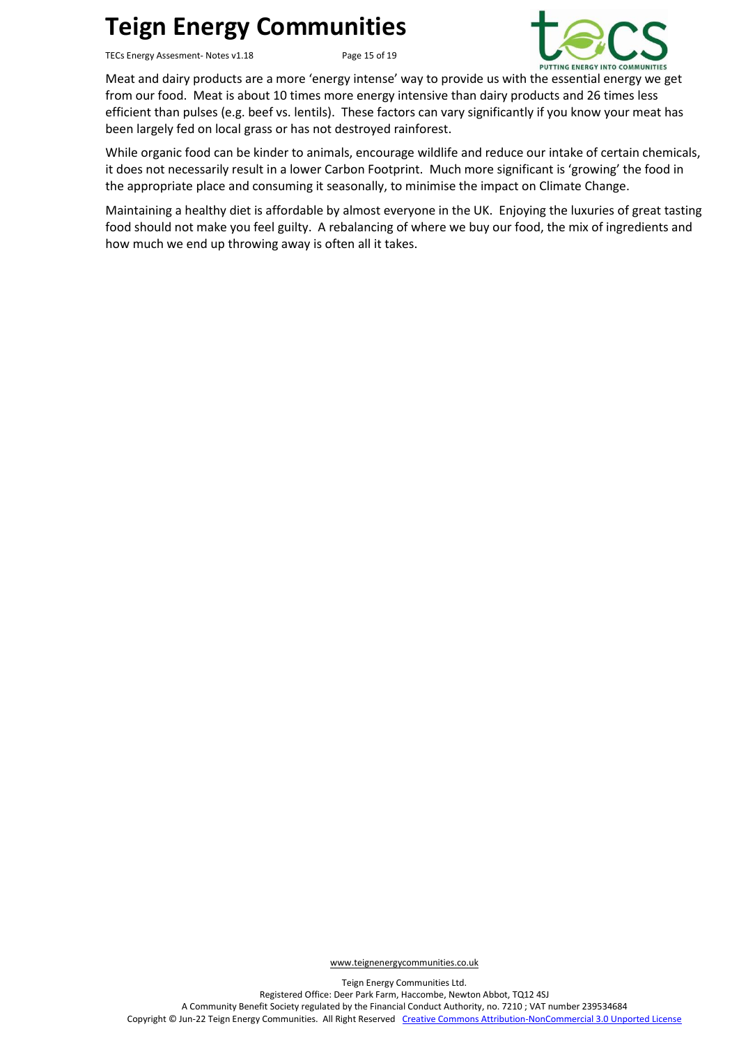Meat and dairy products are a more ‘energy intense’ way to provide us with the essential energy we get from our food. Meat is about 10 times more energy intensive than dairy products and 26 times less efficient than pulses (e.g. beef vs. lentils). These factors can vary significantly if you know your meat has been largely fed on local grass or has not destroyed rainforest.

While organic food can be kinder to animals, encourage wildlife and reduce our intake of certain chemicals, it does not necessarily result in a lower Carbon Footprint. Much more significant is ‘growing’ the food in the appropriate place and consuming it seasonally, to minimise the impact on Climate Change.

Maintaining a healthy diet is affordable by almost everyone in the UK. Enjoying the luxuries of great tasting food should not make you feel guilty. A rebalancing of where we buy our food, the mix of ingredients and how much we end up throwing away is often all it takes.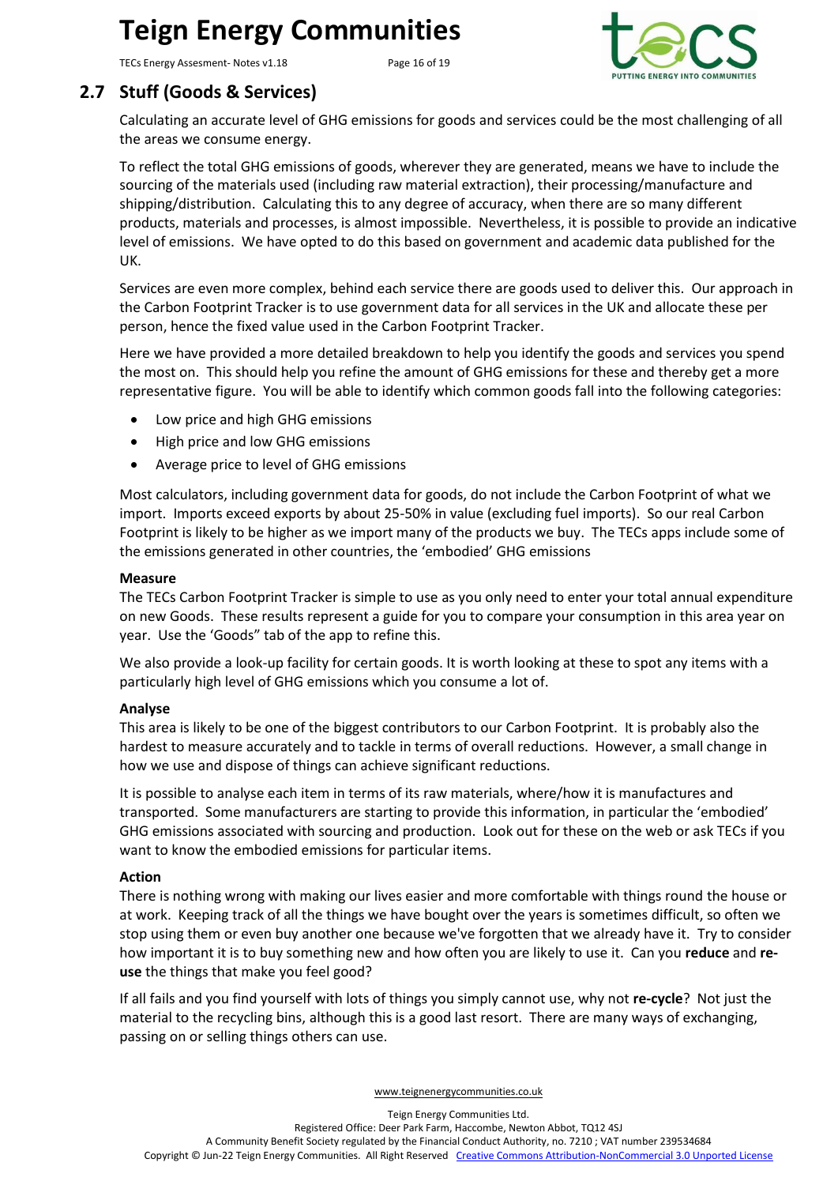## 2.7 Stuff (Goods & Services)

Calculating an accurate level of GHG emissions for goods and services could be the most challenging of all the areas we consume energy.

To reflect the total GHG emissions of goods, wherever they are generated, means we have to include the sourcing of the materials used (including raw material extraction), their processing/manufacture and shipping/distribution. Calculating this to any degree of accuracy, when there are so many different products, materials and processes, is almost impossible. Nevertheless, it is possible to provide an indicative level of emissions. We have opted to do this based on government and academic data published for the UK.

Services are even more complex, behind each service there are goods used to deliver this. Our approach in the Carbon Footprint Tracker is to use government data for all services in the UK and allocate these per person, hence the fixed value used in the Carbon Footprint Tracker.

Here we have provided a more detailed breakdown to help you identify the goods and services you spend the most on. This should help you refine the amount of GHG emissions for these and thereby get a more representative figure. You will be able to identify which common goods fall into the following categories:

- Low price and high GHG emissions
- High price and low GHG emissions
- Average price to level of GHG emissions

Most calculators, including government data for goods, do not include the Carbon Footprint of what we import. Imports exceed exports by about 25-50% in value (excluding fuel imports). So our real Carbon Footprint is likely to be higher as we import many of the products we buy. The TECs apps include some of the emissions generated in other countries, the 'embodied' GHG emissions

**Measure**

The TECs Carbon Footprint Tracker is simple to use as you only need to enter your total annual expenditure on new Goods. These results represent a guide for you to compare your consumption in this area year on year. Use the 'Goods" tab of the app to refine this.

We also provide a look-up facility for certain goods. It is worth looking at these to spot any items with a particularly high level of GHG emissions which you consume a lot of.

**Analyse**

This area is likely to be one of the biggest contributors to our Carbon Footprint. It is probably also the hardest to measure accurately and to tackle in terms of overall reductions. However, a small change in how we use and dispose of things can achieve significant reductions.

It is possible to analyse each item in terms of its raw materials, where/how it is manufactures and transported. Some manufacturers are starting to provide this information, in particular the 'embodied' GHG emissions associated with sourcing and production. Look out for these on the web or ask TECs if you want to know the embodied emissions for particular items.

**Action**

There is nothing wrong with making our lives easier and more comfortable with things round the house or at work. Keeping track of all the things we have bought over the years is sometimes difficult, so often we stop using them or even buy another one because we've forgotten that we already have it. Try to consider how important it is to buy something new and how often you are likely to use it. Can you **reduce** and **re-use** the things that make you feel good?

If all fails and you find yourself with lots of things you simply cannot use, why not **re-cycle**? Not just the material to the recycling bins, although this is a good last resort. There are many ways of exchanging, passing on or selling things others can use.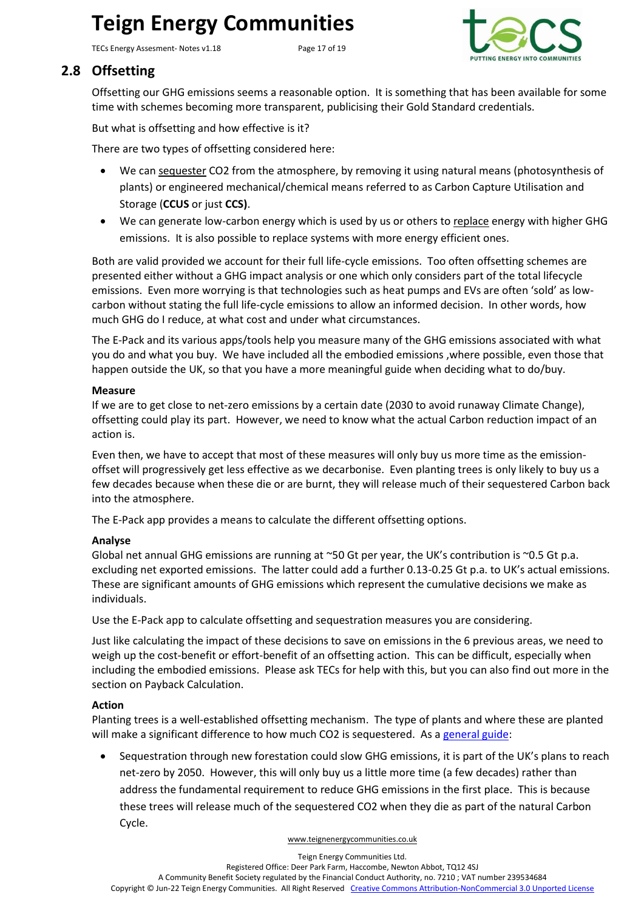## 2.8 Offsetting

Offsetting our GHG emissions seems a reasonable option. It is something that has been available for some time with schemes becoming more transparent, publicising their Gold Standard credentials.

But what is offsetting and how effective is it?

There are two types of offsetting considered here:

- We can sequester $CO_2$ from the atmosphere, by removing it using natural means (photosynthesis of plants) or engineered mechanical/chemical means referred to as Carbon Capture Utilisation and Storage (**CCUS** or just **CCS)**.
- We can generate low-carbon energy which is used by us or others to replace energy with higher GHG emissions. It is also possible to replace systems with more energy efficient ones.

Both are valid provided we account for their full life-cycle emissions. Too often offsetting schemes are presented either without a GHG impact analysis or one which only considers part of the total lifecycle emissions. Even more worrying is that technologies such as heat pumps and EVs are often 'sold' as low-carbon without stating the full life-cycle emissions to allow an informed decision. In other words, how much GHG do I reduce, at what cost and under what circumstances.

The E-Pack and its various apps/tools help you measure many of the GHG emissions associated with what you do and what you buy. We have included all the embodied emissions ,where possible, even those that happen outside the UK, so that you have a more meaningful guide when deciding what to do/buy.

**Measure**
If we are to get close to net-zero emissions by a certain date (2030 to avoid runaway Climate Change), offsetting could play its part. However, we need to know what the actual Carbon reduction impact of an action is.

Even then, we have to accept that most of these measures will only buy us more time as the emission-offset will progressively get less effective as we decarbonise. Even planting trees is only likely to buy us a few decades because when these die or are burnt, they will release much of their sequestered Carbon back into the atmosphere.

The E-Pack app provides a means to calculate the different offsetting options.

**Analyse**
Global net annual GHG emissions are running at ~50 Gt per year, the UK's contribution is ~0.5 Gt p.a. excluding net exported emissions. The latter could add a further 0.13-0.25 Gt p.a. to UK's actual emissions. These are significant amounts of GHG emissions which represent the cumulative decisions we make as individuals.

Use the E-Pack app to calculate offsetting and sequestration measures you are considering.

Just like calculating the impact of these decisions to save on emissions in the 6 previous areas, we need to weigh up the cost-benefit or effort-benefit of an offsetting action. This can be difficult, especially when including the embodied emissions. Please ask TECs for help with this, but you can also find out more in the section on Payback Calculation.

**Action**
Planting trees is a well-established offsetting mechanism. The type of plants and where these are planted will make a significant difference to how much $CO_2$ is sequestered. As a general guide:

- Sequestration through new forestation could slow GHG emissions, it is part of the UK's plans to reach net-zero by 2050. However, this will only buy us a little more time (a few decades) rather than address the fundamental requirement to reduce GHG emissions in the first place. This is because these trees will release much of the sequestered $CO_2$ when they die as part of the natural Carbon Cycle.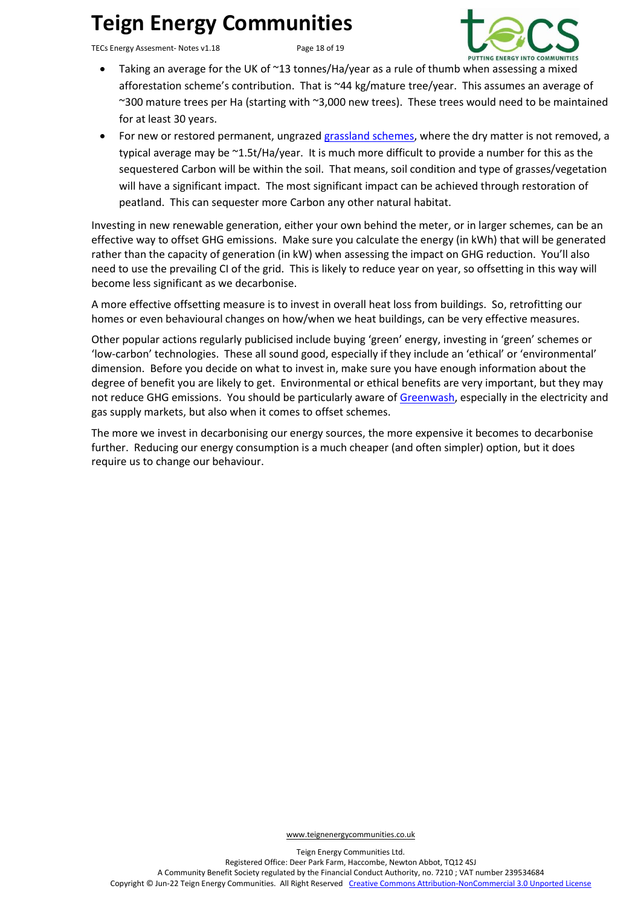- Taking an average for the UK of ~13 tonnes/Ha/year as a rule of thumb when assessing a mixed afforestation scheme's contribution. That is ~44 kg/mature tree/year. This assumes an average of ~300 mature trees per Ha (starting with ~3,000 new trees). These trees would need to be maintained for at least 30 years.
- For new or restored permanent, ungrazed grassland schemes, where the dry matter is not removed, a typical average may be ~1.5t/Ha/year. It is much more difficult to provide a number for this as the sequestered Carbon will be within the soil. That means, soil condition and type of grasses/vegetation will have a significant impact. The most significant impact can be achieved through restoration of peatland. This can sequester more Carbon any other natural habitat.

Investing in new renewable generation, either your own behind the meter, or in larger schemes, can be an effective way to offset GHG emissions. Make sure you calculate the energy (in kWh) that will be generated rather than the capacity of generation (in kW) when assessing the impact on GHG reduction. You'll also need to use the prevailing CI of the grid. This is likely to reduce year on year, so offsetting in this way will become less significant as we decarbonise.

A more effective offsetting measure is to invest in overall heat loss from buildings. So, retrofitting our homes or even behavioural changes on how/when we heat buildings, can be very effective measures.

Other popular actions regularly publicised include buying 'green' energy, investing in 'green' schemes or 'low-carbon' technologies. These all sound good, especially if they include an 'ethical' or 'environmental' dimension. Before you decide on what to invest in, make sure you have enough information about the degree of benefit you are likely to get. Environmental or ethical benefits are very important, but they may not reduce GHG emissions. You should be particularly aware of Greenwash, especially in the electricity and gas supply markets, but also when it comes to offset schemes.

The more we invest in decarbonising our energy sources, the more expensive it becomes to decarbonise further. Reducing our energy consumption is a much cheaper (and often simpler) option, but it does require us to change our behaviour.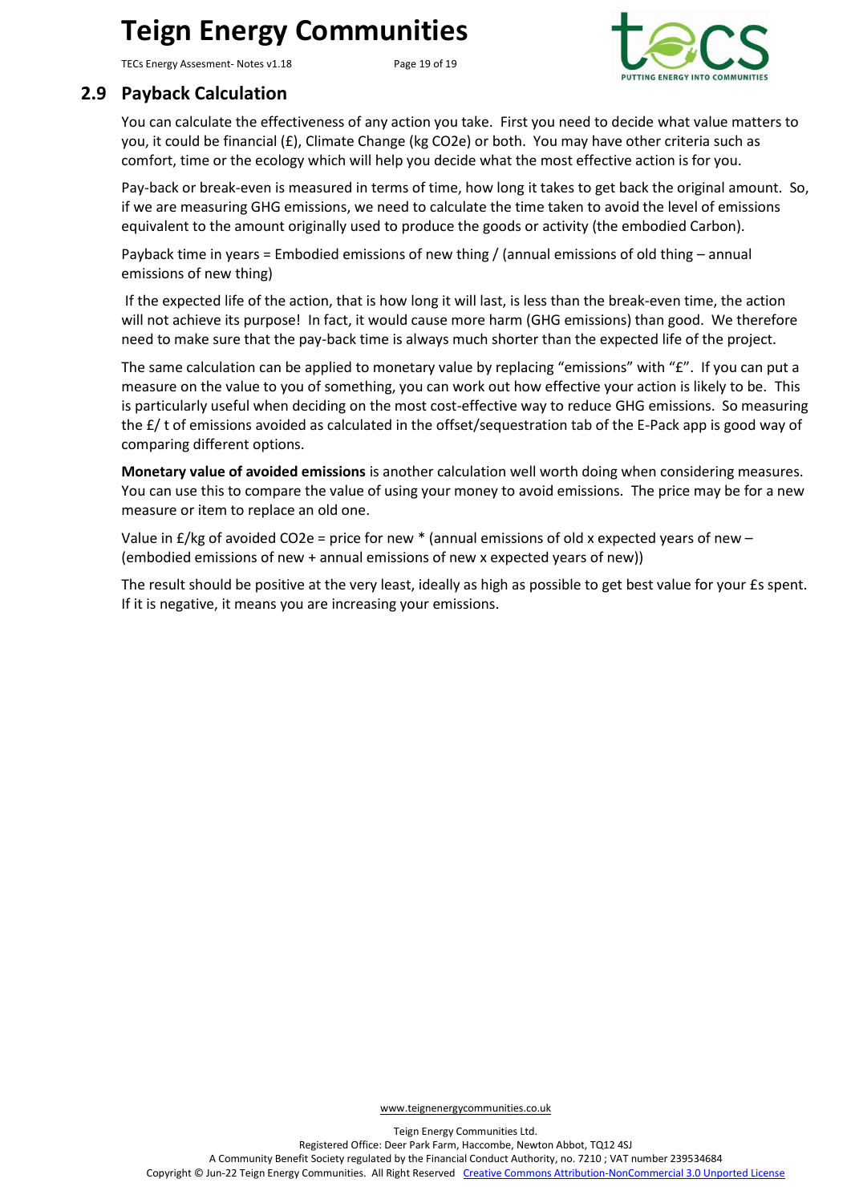## 2.9 Payback Calculation

You can calculate the effectiveness of any action you take. First you need to decide what value matters to you, it could be financial (£), Climate Change (kg CO2e) or both. You may have other criteria such as comfort, time or the ecology which will help you decide what the most effective action is for you.

Pay-back or break-even is measured in terms of time, how long it takes to get back the original amount. So, if we are measuring GHG emissions, we need to calculate the time taken to avoid the level of emissions equivalent to the amount originally used to produce the goods or activity (the embodied Carbon).

Payback time in years = Embodied emissions of new thing / (annual emissions of old thing – annual emissions of new thing)

If the expected life of the action, that is how long it will last, is less than the break-even time, the action will not achieve its purpose! In fact, it would cause more harm (GHG emissions) than good. We therefore need to make sure that the pay-back time is always much shorter than the expected life of the project.

The same calculation can be applied to monetary value by replacing "emissions" with "£". If you can put a measure on the value to you of something, you can work out how effective your action is likely to be. This is particularly useful when deciding on the most cost-effective way to reduce GHG emissions. So measuring the £/ t of emissions avoided as calculated in the offset/sequestration tab of the E-Pack app is good way of comparing different options.

**Monetary value of avoided emissions** is another calculation well worth doing when considering measures. You can use this to compare the value of using your money to avoid emissions. The price may be for a new measure or item to replace an old one.

Value in £/kg of avoided CO2e = price for new * (annual emissions of old x expected years of new – (embodied emissions of new + annual emissions of new x expected years of new))

The result should be positive at the very least, ideally as high as possible to get best value for your £s spent. If it is negative, it means you are increasing your emissions.

www.teignenergycommunities.co.uk

Teign Energy Communities Ltd.
Registered Office: Deer Park Farm, Haccombe, Newton Abbot, TQ12 4SJ
A Community Benefit Society regulated by the Financial Conduct Authority, no. 7210 ; VAT number 239534684
Copyright © Jun-22 Teign Energy Communities. All Right Reserved Creative Commons Attribution-NonCommercial 3.0 Unported License